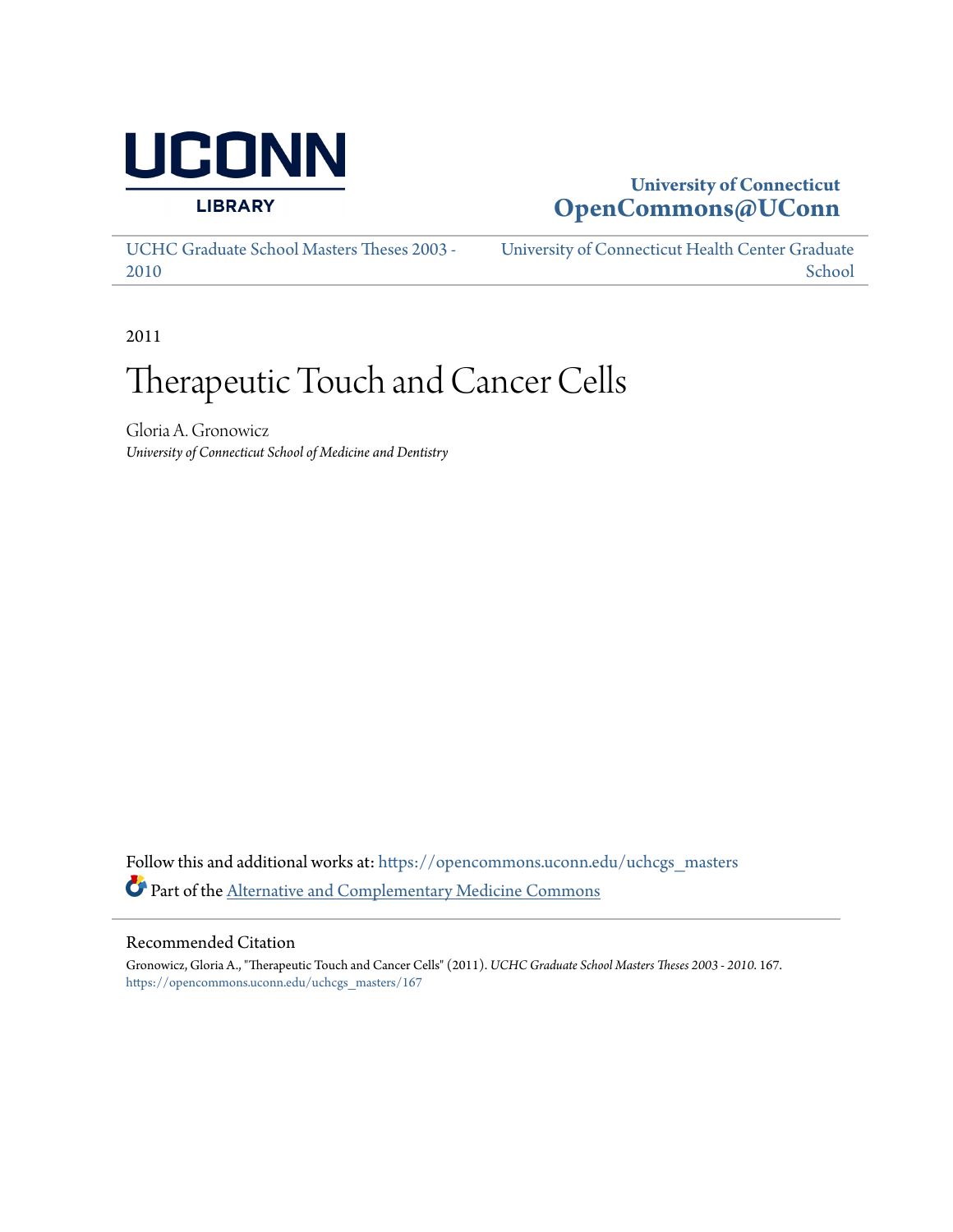UCONN LIBRARY

**University of Connecticut**
**OpenCommons@UConn**

UCHC Graduate School Masters Theses 2003 - 2010 | University of Connecticut Health Center Graduate School

2011

# Therapeutic Touch and Cancer Cells

Gloria A. Gronowicz
*University of Connecticut School of Medicine and Dentistry*

Follow this and additional works at: https://opencommons.uconn.edu/uchcgs_masters

Part of the Alternative and Complementary Medicine Commons

## Recommended Citation

Gronowicz, Gloria A., "Therapeutic Touch and Cancer Cells" (2011). *UCHC Graduate School Masters Theses 2003 - 2010*. 167.
https://opencommons.uconn.edu/uchcgs_masters/167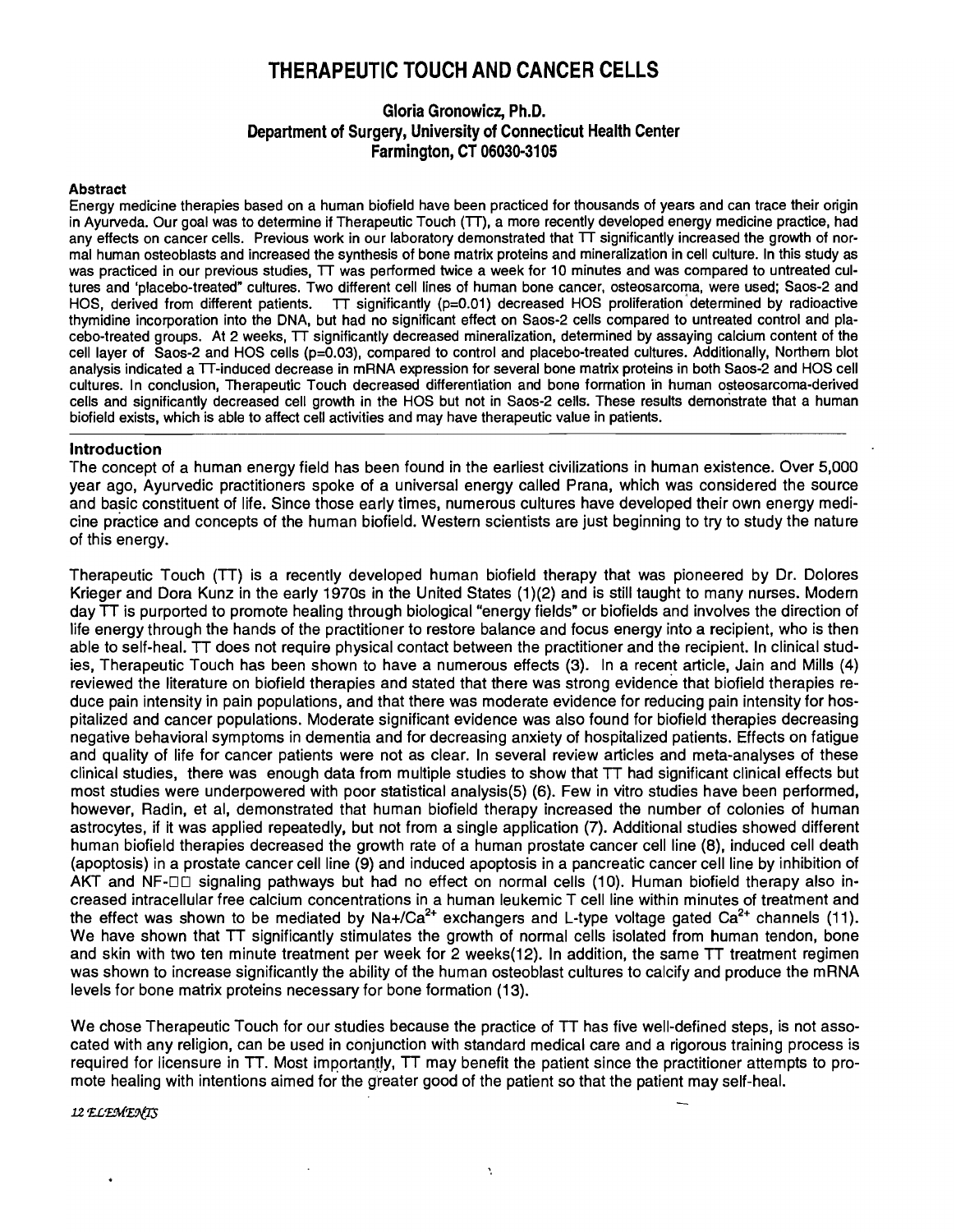# THERAPEUTIC TOUCH AND CANCER CELLS

### Gloria Gronowicz, Ph.D.
### Department of Surgery, University of Connecticut Health Center
### Farmington, CT 06030-3105

#### Abstract

Energy medicine therapies based on a human biofield have been practiced for thousands of years and can trace their origin in Ayurveda. Our goal was to determine if Therapeutic Touch (TT), a more recently developed energy medicine practice, had any effects on cancer cells. Previous work in our laboratory demonstrated that TT significantly increased the growth of normal human osteoblasts and increased the synthesis of bone matrix proteins and mineralization in cell culture. In this study as was practiced in our previous studies, TT was performed twice a week for 10 minutes and was compared to untreated cultures and 'placebo-treated" cultures. Two different cell lines of human bone cancer, osteosarcoma, were used; Saos-2 and HOS, derived from different patients. TT significantly ($p=0.01$) decreased HOS proliferation determined by radioactive thymidine incorporation into the DNA, but had no significant effect on Saos-2 cells compared to untreated control and placebo-treated groups. At 2 weeks, TT significantly decreased mineralization, determined by assaying calcium content of the cell layer of Saos-2 and HOS cells ($p=0.03$), compared to control and placebo-treated cultures. Additionally, Northern blot analysis indicated a TT-induced decrease in mRNA expression for several bone matrix proteins in both Saos-2 and HOS cell cultures. In conclusion, Therapeutic Touch decreased differentiation and bone formation in human osteosarcoma-derived cells and significantly decreased cell growth in the HOS but not in Saos-2 cells. These results demonstrate that a human biofield exists, which is able to affect cell activities and may have therapeutic value in patients.

#### Introduction

The concept of a human energy field has been found in the earliest civilizations in human existence. Over 5,000 year ago, Ayurvedic practitioners spoke of a universal energy called Prana, which was considered the source and basic constituent of life. Since those early times, numerous cultures have developed their own energy medicine practice and concepts of the human biofield. Western scientists are just beginning to try to study the nature of this energy.

Therapeutic Touch (TT) is a recently developed human biofield therapy that was pioneered by Dr. Dolores Krieger and Dora Kunz in the early 1970s in the United States (1)(2) and is still taught to many nurses. Modern day TT is purported to promote healing through biological "energy fields" or biofields and involves the direction of life energy through the hands of the practitioner to restore balance and focus energy into a recipient, who is then able to self-heal. TT does not require physical contact between the practitioner and the recipient. In clinical studies, Therapeutic Touch has been shown to have a numerous effects (3). In a recent article, Jain and Mills (4) reviewed the literature on biofield therapies and stated that there was strong evidence that biofield therapies reduce pain intensity in pain populations, and that there was moderate evidence for reducing pain intensity for hospitalized and cancer populations. Moderate significant evidence was also found for biofield therapies decreasing negative behavioral symptoms in dementia and for decreasing anxiety of hospitalized patients. Effects on fatigue and quality of life for cancer patients were not as clear. In several review articles and meta-analyses of these clinical studies, there was enough data from multiple studies to show that TT had significant clinical effects but most studies were underpowered with poor statistical analysis(5) (6). Few in vitro studies have been performed, however, Radin, et al, demonstrated that human biofield therapy increased the number of colonies of human astrocytes, if it was applied repeatedly, but not from a single application (7). Additional studies showed different human biofield therapies decreased the growth rate of a human prostate cancer cell line (8), induced cell death (apoptosis) in a prostate cancer cell line (9) and induced apoptosis in a pancreatic cancer cell line by inhibition of AKT and NF-□□ signaling pathways but had no effect on normal cells (10). Human biofield therapy also increased intracellular free calcium concentrations in a human leukemic T cell line within minutes of treatment and the effect was shown to be mediated by $Na^{+}/Ca^{2+}$ exchangers and L-type voltage gated $Ca^{2+}$ channels (11). We have shown that TT significantly stimulates the growth of normal cells isolated from human tendon, bone and skin with two ten minute treatment per week for 2 weeks(12). In addition, the same TT treatment regimen was shown to increase significantly the ability of the human osteoblast cultures to calcify and produce the mRNA levels for bone matrix proteins necessary for bone formation (13).

We chose Therapeutic Touch for our studies because the practice of TT has five well-defined steps, is not assocated with any religion, can be used in conjunction with standard medical care and a rigorous training process is required for licensure in TT. Most importantly, TT may benefit the patient since the practitioner attempts to promote healing with intentions aimed for the greater good of the patient so that the patient may self-heal.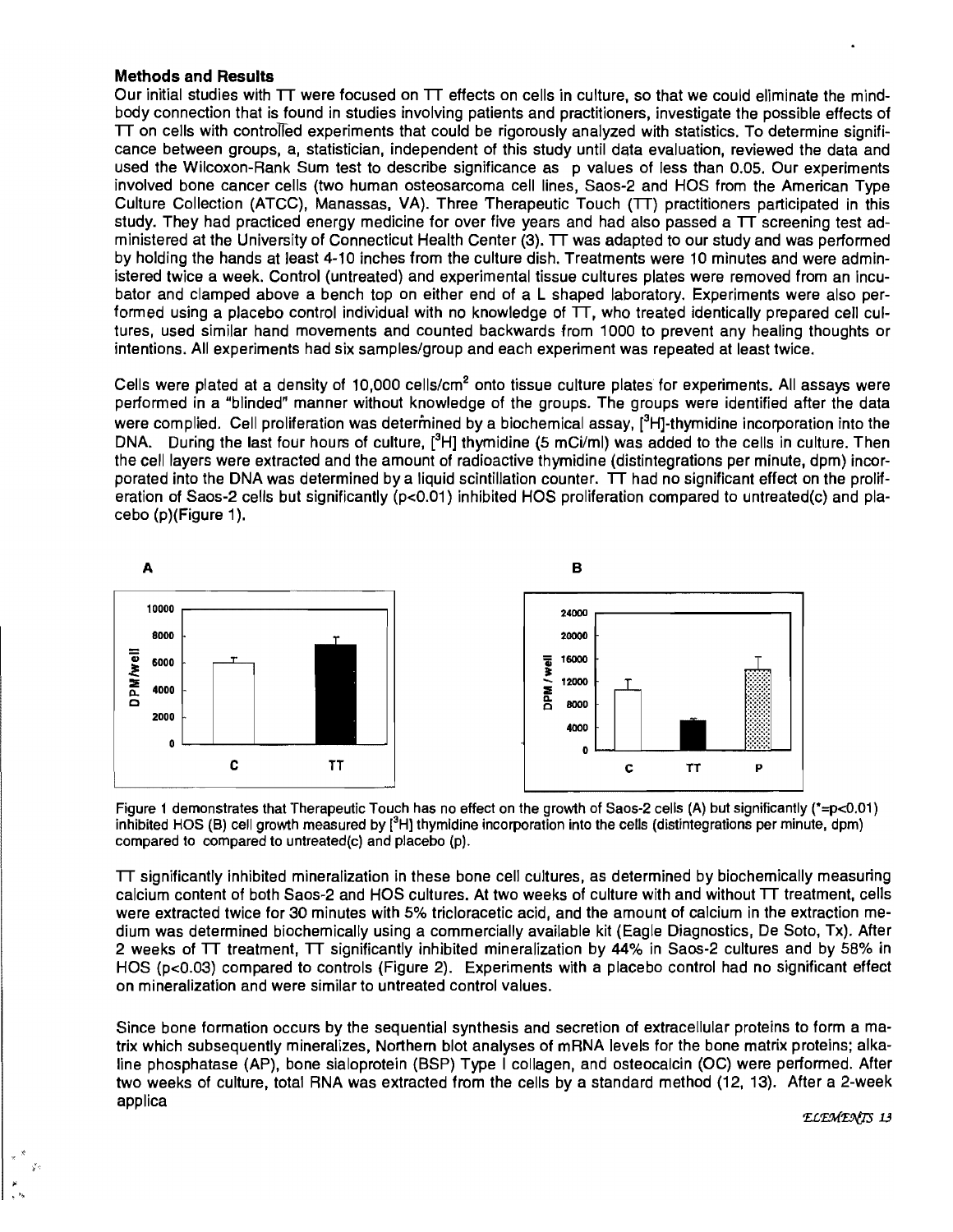### Methods and Results

Our initial studies with TT were focused on TT effects on cells in culture, so that we could eliminate the mind-body connection that is found in studies involving patients and practitioners, investigate the possible effects of TT on cells with controlled experiments that could be rigorously analyzed with statistics. To determine significance between groups, a, statistician, independent of this study until data evaluation, reviewed the data and used the Wilcoxon-Rank Sum test to describe significance as p values of less than 0.05. Our experiments involved bone cancer cells (two human osteosarcoma cell lines, Saos-2 and HOS from the American Type Culture Collection (ATCC), Manassas, VA). Three Therapeutic Touch (TT) practitioners participated in this study. They had practiced energy medicine for over five years and had also passed a TT screening test administered at the University of Connecticut Health Center (3). TT was adapted to our study and was performed by holding the hands at least 4-10 inches from the culture dish. Treatments were 10 minutes and were administered twice a week. Control (untreated) and experimental tissue cultures plates were removed from an incubator and clamped above a bench top on either end of a L shaped laboratory. Experiments were also performed using a placebo control individual with no knowledge of TT, who treated identically prepared cell cultures, used similar hand movements and counted backwards from 1000 to prevent any healing thoughts or intentions. All experiments had six samples/group and each experiment was repeated at least twice.

Cells were plated at a density of 10,000 cells/cm$^2$ onto tissue culture plates for experiments. All assays were performed in a "blinded" manner without knowledge of the groups. The groups were identified after the data were complied. Cell proliferation was determined by a biochemical assay, [$^3$H]-thymidine incorporation into the DNA. During the last four hours of culture, [$^3$H] thymidine (5 mCi/ml) was added to the cells in culture. Then the cell layers were extracted and the amount of radioactive thymidine (distintegrations per minute, dpm) incorporated into the DNA was determined by a liquid scintillation counter. TT had no significant effect on the proliferation of Saos-2 cells but significantly ($p<0.01$) inhibited HOS proliferation compared to untreated(c) and placebo (p)(Figure 1).

Figure 1 demonstrates that Therapeutic Touch has no effect on the growth of Saos-2 cells (A) but significantly (*=$p<0.01$) inhibited HOS (B) cell growth measured by [$^3$H] thymidine incorporation into the cells (distintegrations per minute, dpm) compared to compared to untreated(c) and placebo (p).

TT significantly inhibited mineralization in these bone cell cultures, as determined by biochemically measuring calcium content of both Saos-2 and HOS cultures. At two weeks of culture with and without TT treatment, cells were extracted twice for 30 minutes with 5% tricloracetic acid, and the amount of calcium in the extraction medium was determined biochemically using a commercially available kit (Eagle Diagnostics, De Soto, Tx). After 2 weeks of TT treatment, TT significantly inhibited mineralization by 44% in Saos-2 cultures and by 58% in HOS ($p<0.03$) compared to controls (Figure 2). Experiments with a placebo control had no significant effect on mineralization and were similar to untreated control values.

Since bone formation occurs by the sequential synthesis and secretion of extracellular proteins to form a matrix which subsequently mineralizes, Northern blot analyses of mRNA levels for the bone matrix proteins; alkaline phosphatase (AP), bone sialoprotein (BSP) Type I collagen, and osteocalcin (OC) were performed. After two weeks of culture, total RNA was extracted from the cells by a standard method (12, 13). After a 2-week applica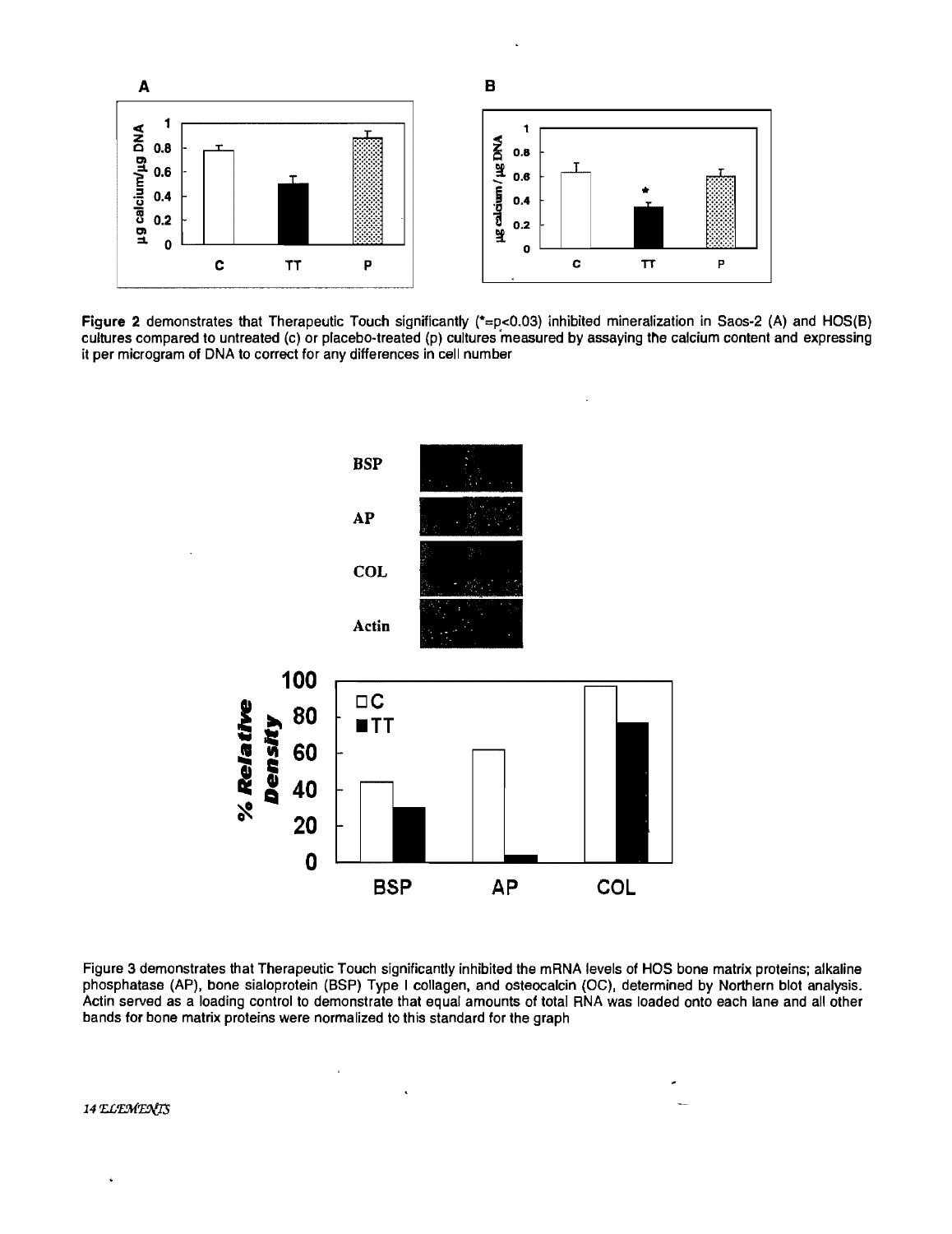**Figure 2** demonstrates that Therapeutic Touch significantly (*=$p<0.03$) inhibited mineralization in Saos-2 (A) and HOS(B) cultures compared to untreated (c) or placebo-treated (p) cultures measured by assaying the calcium content and expressing it per microgram of DNA to correct for any differences in cell number

Figure 3 demonstrates that Therapeutic Touch significantly inhibited the mRNA levels of HOS bone matrix proteins; alkaline phosphatase (AP), bone sialoprotein (BSP) Type I collagen, and osteocalcin (OC), determined by Northern blot analysis. Actin served as a loading control to demonstrate that equal amounts of total RNA was loaded onto each lane and all other bands for bone matrix proteins were normalized to this standard for the graph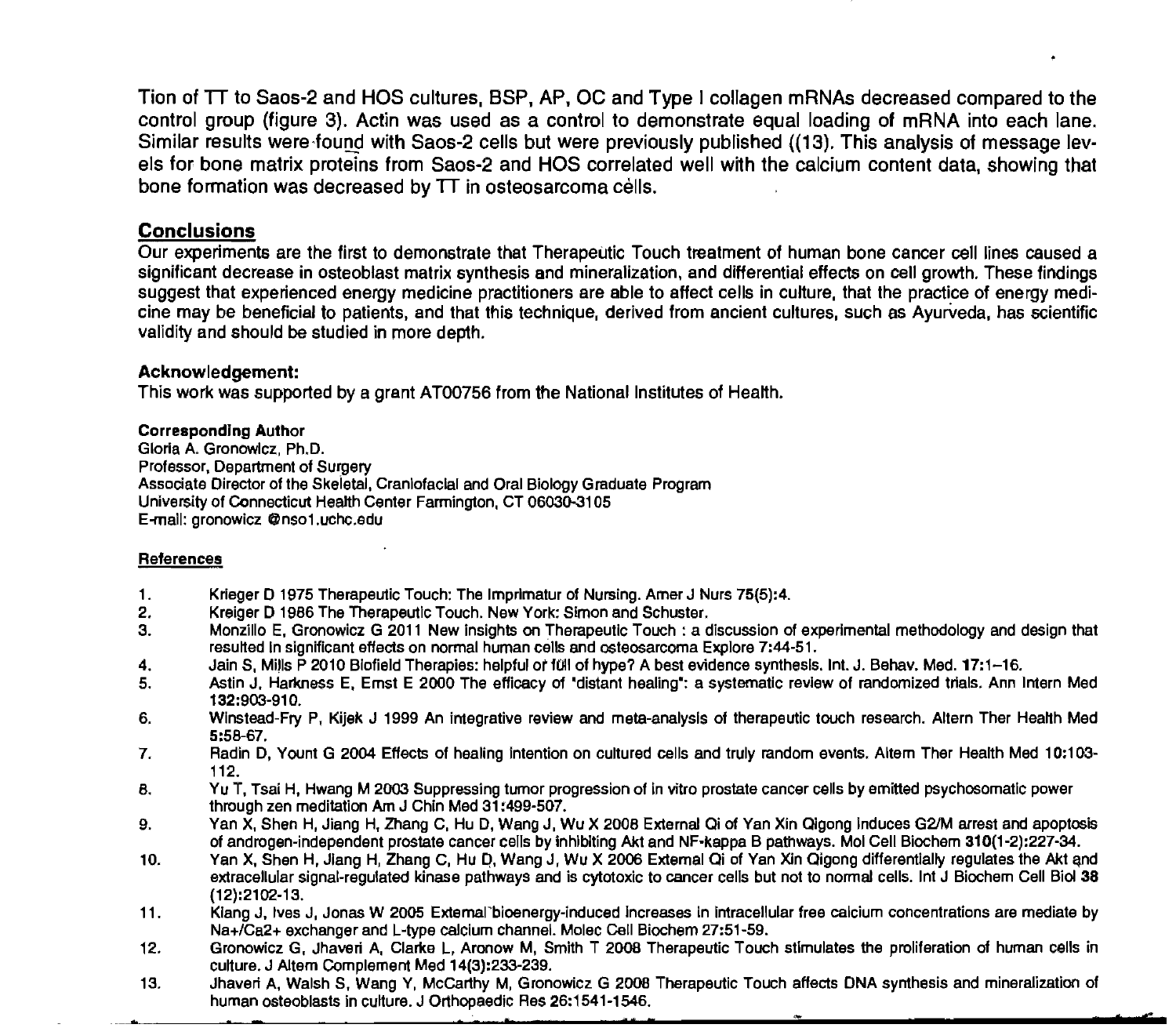Tion of TT to Saos-2 and HOS cultures, BSP, AP, OC and Type I collagen mRNAs decreased compared to the control group (figure 3). Actin was used as a control to demonstrate equal loading of mRNA into each lane. Similar results were found with Saos-2 cells but were previously published ((13). This analysis of message levels for bone matrix proteins from Saos-2 and HOS correlated well with the calcium content data, showing that bone formation was decreased by TT in osteosarcoma cells.

## Conclusions

Our experiments are the first to demonstrate that Therapeutic Touch treatment of human bone cancer cell lines caused a significant decrease in osteoblast matrix synthesis and mineralization, and differential effects on cell growth. These findings suggest that experienced energy medicine practitioners are able to affect cells in culture, that the practice of energy medicine may be beneficial to patients, and that this technique, derived from ancient cultures, such as Ayurveda, has scientific validity and should be studied in more depth.

### Acknowledgement:

This work was supported by a grant AT00756 from the National Institutes of Health.

**Corresponding Author**
Gloria A. Gronowicz, Ph.D.
Professor, Department of Surgery
Associate Director of the Skeletal, Craniofacial and Oral Biology Graduate Program
University of Connecticut Health Center Farmington, CT 06030-3105
E-mail: gronowicz @nso1.uchc.edu

### References

1. Krieger D 1975 Therapeutic Touch: The Imprimatur of Nursing. Amer J Nurs **75**(5):4.
2. Kreiger D 1986 The Therapeutic Touch. New York: Simon and Schuster.
3. Monzillo E, Gronowicz G 2011 New insights on Therapeutic Touch : a discussion of experimental methodology and design that resulted in significant effects on normal human cells and osteosarcoma Explore 7:44-51.
4. Jain S, Mills P 2010 Biofield Therapies: helpful or full of hype? A best evidence synthesis. Int. J. Behav. Med. **17**:1–16.
5. Astin J, Harkness E, Ernst E 2000 The efficacy of "distant healing": a systematic review of randomized trials. Ann Intern Med **132**:903-910.
6. Winstead-Fry P, Kijek J 1999 An integrative review and meta-analysis of therapeutic touch research. Altern Ther Health Med **5**:58-67.
7. Radin D, Yount G 2004 Effects of healing intention on cultured cells and truly random events. Altern Ther Health Med 10:103-112.
8. Yu T, Tsai H, Hwang M 2003 Suppressing tumor progression of in vitro prostate cancer cells by emitted psychosomatic power through zen meditation Am J Chin Med 31:499-507.
9. Yan X, Shen H, Jiang H, Zhang C, Hu D, Wang J, Wu X 2008 External Qi of Yan Xin Qigong induces G2/M arrest and apoptosis of androgen-independent prostate cancer cells by inhibiting Akt and NF-kappa B pathways. Mol Cell Biochem **310**(1-2):227-34.
10. Yan X, Shen H, Jiang H, Zhang C, Hu D, Wang J, Wu X 2006 External Qi of Yan Xin Qigong differentially regulates the Akt and extracellular signal-regulated kinase pathways and is cytotoxic to cancer cells but not to normal cells. Int J Biochem Cell Biol **38** (12):2102-13.
11. Kiang J, Ives J, Jonas W 2005 External bioenergy-induced increases in intracellular free calcium concentrations are mediate by Na+/Ca2+ exchanger and L-type calcium channel. Molec Cell Biochem 27:51-59.
12. Gronowicz G, Jhaveri A, Clarke L, Aronow M, Smith T 2008 Therapeutic Touch stimulates the proliferation of human cells in culture. J Altern Complement Med 14(3):233-239.
13. Jhaveri A, Walsh S, Wang Y, McCarthy M, Gronowicz G 2008 Therapeutic Touch affects DNA synthesis and mineralization of human osteoblasts in culture. J Orthopaedic Res 26:1541-1546.